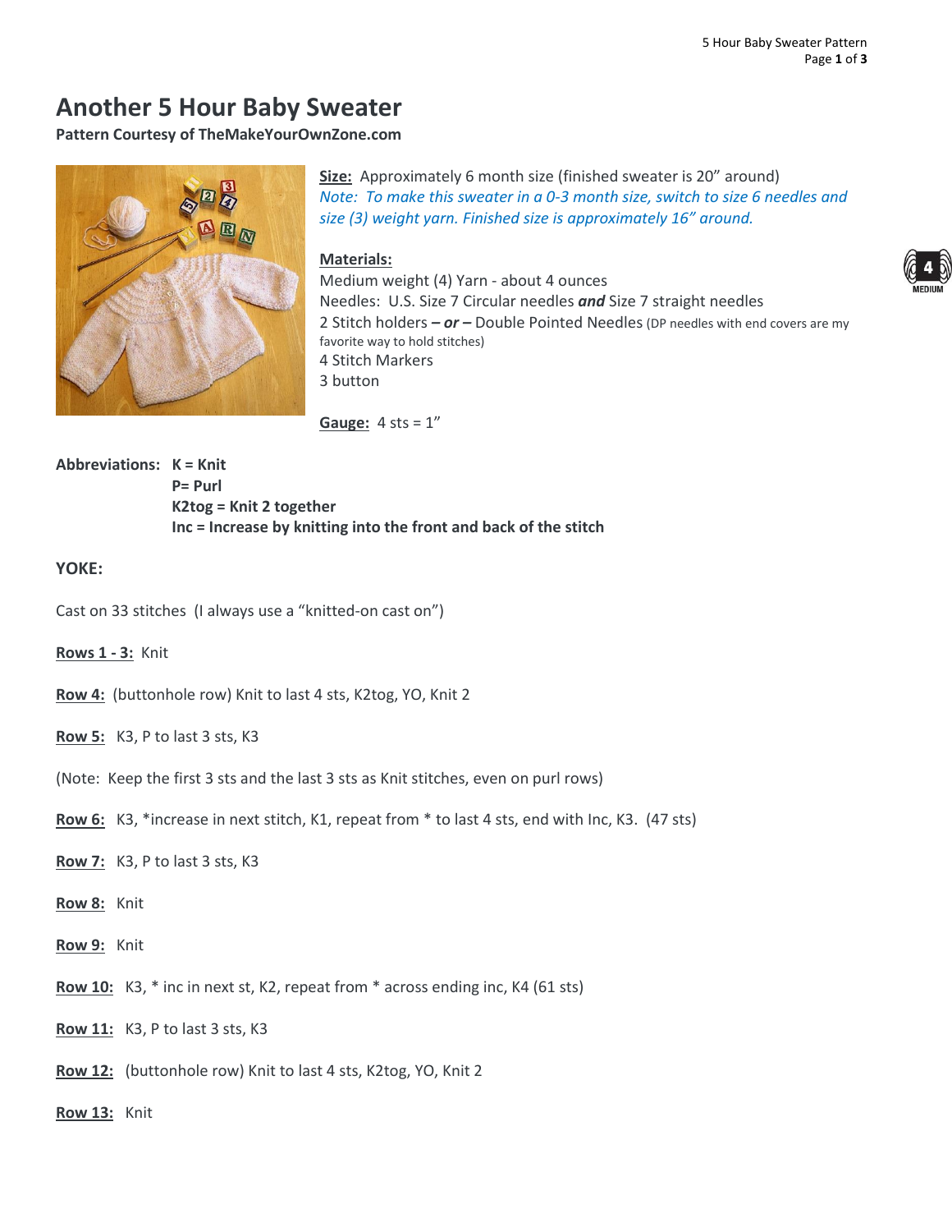# Another 5 Hour Baby Sweater

**Pattern Courtesy of TheMakeYourOwnZone.com**

**Size:** Approximately 6 month size (finished sweater is 20" around)

*Note: To make this sweater in a 0-3 month size, switch to size 6 needles and size (3) weight yarn. Finished size is approximately 16" around.*

**Materials:**

Medium weight (4) Yarn - about 4 ounces
Needles: U.S. Size 7 Circular needles ***and*** Size 7 straight needles
2 Stitch holders ***– or –*** Double Pointed Needles (DP needles with end covers are my favorite way to hold stitches)
4 Stitch Markers
3 button

**Gauge:** 4 sts = 1"

**Abbreviations:** **K = Knit**
**P= Purl**
**K2tog = Knit 2 together**
**Inc = Increase by knitting into the front and back of the stitch**

## YOKE:

Cast on 33 stitches (I always use a "knitted-on cast on")

**Rows 1 - 3:** Knit

**Row 4:** (buttonhole row) Knit to last 4 sts, K2tog, YO, Knit 2

**Row 5:** K3, P to last 3 sts, K3

(Note: Keep the first 3 sts and the last 3 sts as Knit stitches, even on purl rows)

**Row 6:** K3, *increase in next stitch, K1, repeat from * to last 4 sts, end with Inc, K3. (47 sts)

**Row 7:** K3, P to last 3 sts, K3

**Row 8:** Knit

**Row 9:** Knit

**Row 10:** K3, * inc in next st, K2, repeat from * across ending inc, K4 (61 sts)

**Row 11:** K3, P to last 3 sts, K3

**Row 12:** (buttonhole row) Knit to last 4 sts, K2tog, YO, Knit 2

**Row 13:** Knit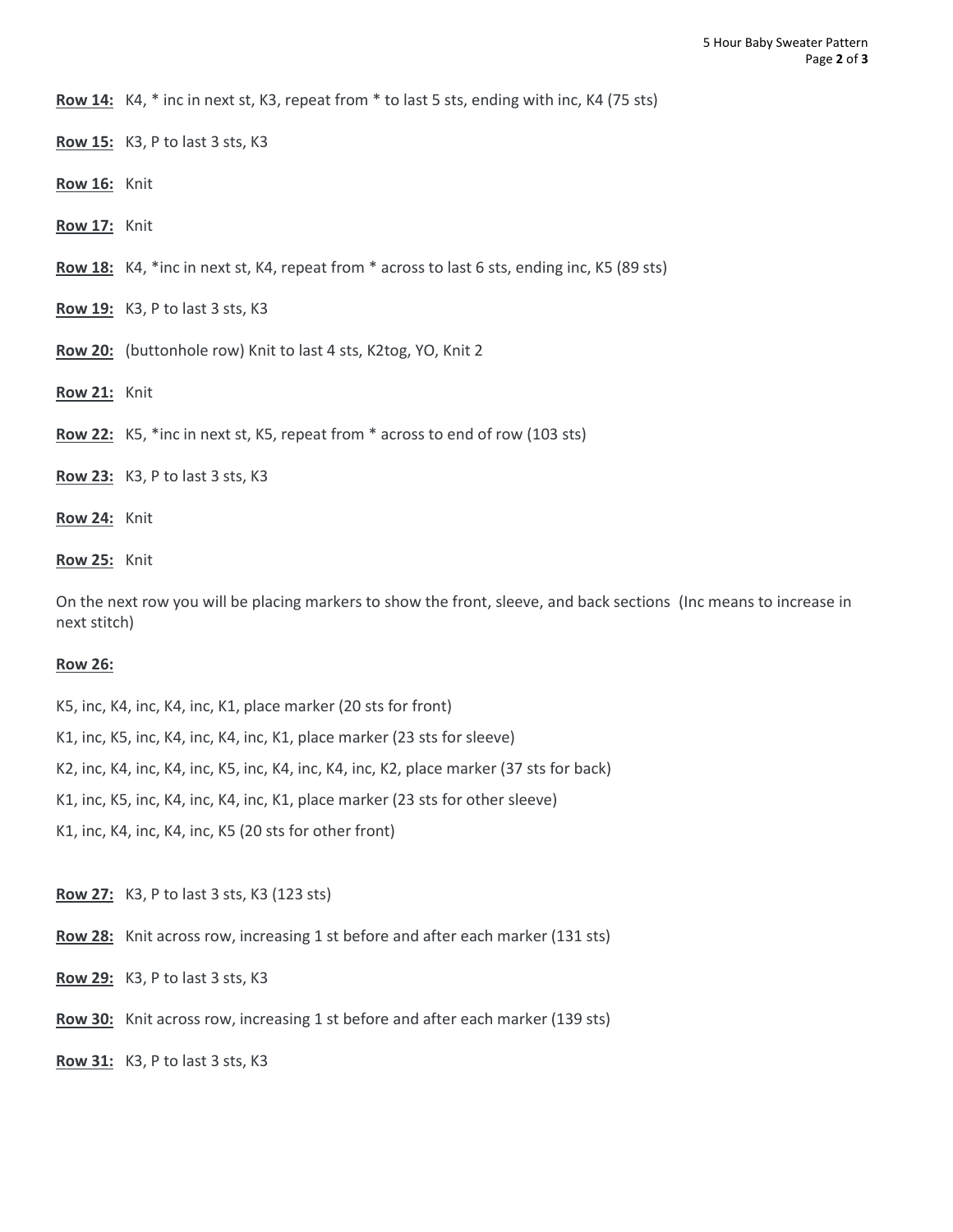**Row 14:** K4, * inc in next st, K3, repeat from * to last 5 sts, ending with inc, K4 (75 sts)

**Row 15:** K3, P to last 3 sts, K3

**Row 16:** Knit

**Row 17:** Knit

**Row 18:** K4, *inc in next st, K4, repeat from * across to last 6 sts, ending inc, K5 (89 sts)

**Row 19:** K3, P to last 3 sts, K3

**Row 20:** (buttonhole row) Knit to last 4 sts, K2tog, YO, Knit 2

**Row 21:** Knit

**Row 22:** K5, *inc in next st, K5, repeat from * across to end of row (103 sts)

**Row 23:** K3, P to last 3 sts, K3

**Row 24:** Knit

**Row 25:** Knit

On the next row you will be placing markers to show the front, sleeve, and back sections (Inc means to increase in next stitch)

**Row 26:**

K5, inc, K4, inc, K4, inc, K1, place marker (20 sts for front)

K1, inc, K5, inc, K4, inc, K4, inc, K1, place marker (23 sts for sleeve)

K2, inc, K4, inc, K4, inc, K5, inc, K4, inc, K4, inc, K2, place marker (37 sts for back)

K1, inc, K5, inc, K4, inc, K4, inc, K1, place marker (23 sts for other sleeve)

K1, inc, K4, inc, K4, inc, K5 (20 sts for other front)

**Row 27:** K3, P to last 3 sts, K3 (123 sts)

**Row 28:** Knit across row, increasing 1 st before and after each marker (131 sts)

**Row 29:** K3, P to last 3 sts, K3

**Row 30:** Knit across row, increasing 1 st before and after each marker (139 sts)

**Row 31:** K3, P to last 3 sts, K3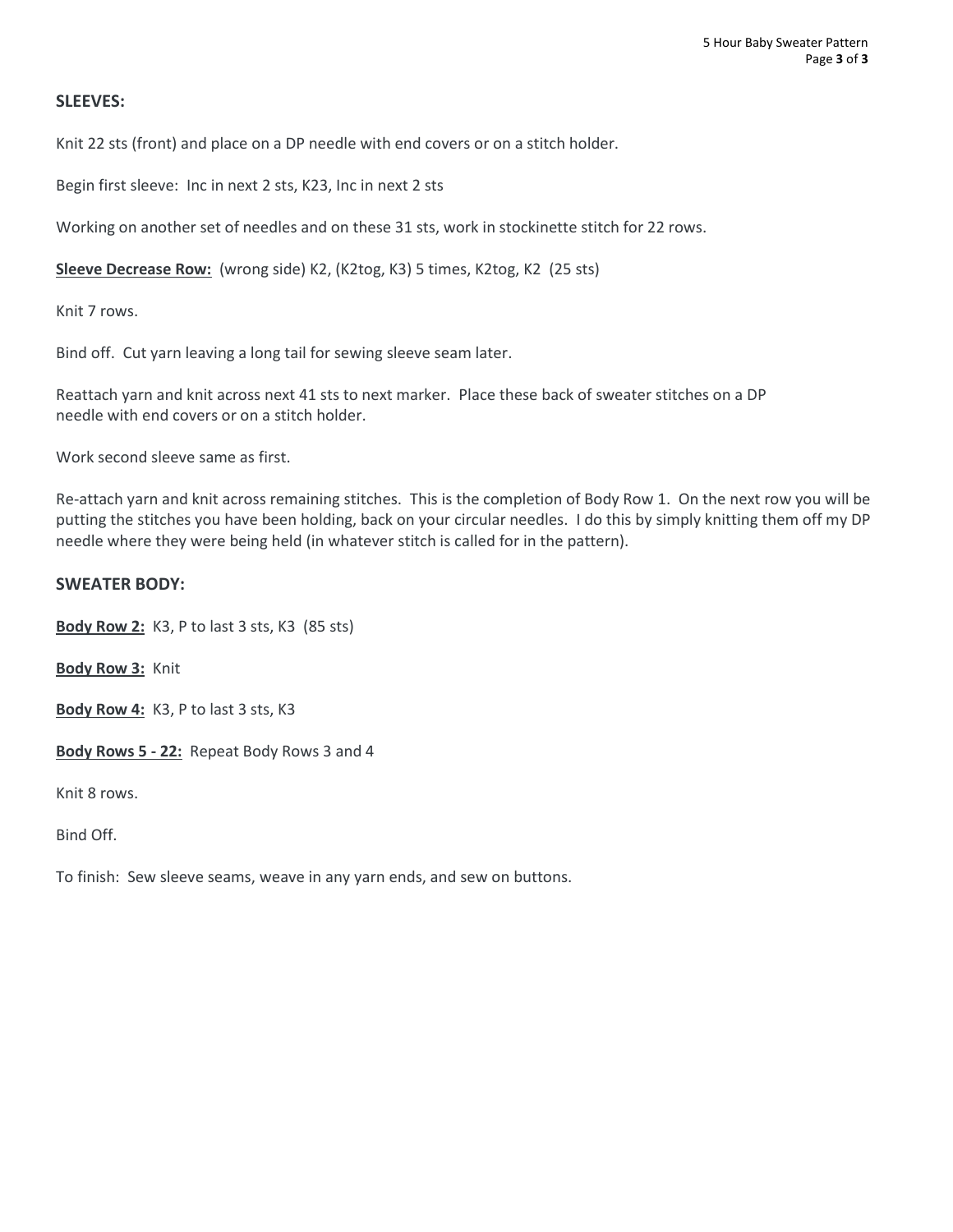## SLEEVES:

Knit 22 sts (front) and place on a DP needle with end covers or on a stitch holder.

Begin first sleeve: Inc in next 2 sts, K23, Inc in next 2 sts

Working on another set of needles and on these 31 sts, work in stockinette stitch for 22 rows.

**Sleeve Decrease Row:** (wrong side) K2, (K2tog, K3) 5 times, K2tog, K2 (25 sts)

Knit 7 rows.

Bind off. Cut yarn leaving a long tail for sewing sleeve seam later.

Reattach yarn and knit across next 41 sts to next marker. Place these back of sweater stitches on a DP needle with end covers or on a stitch holder.

Work second sleeve same as first.

Re-attach yarn and knit across remaining stitches. This is the completion of Body Row 1. On the next row you will be putting the stitches you have been holding, back on your circular needles. I do this by simply knitting them off my DP needle where they were being held (in whatever stitch is called for in the pattern).

## SWEATER BODY:

**Body Row 2:** K3, P to last 3 sts, K3 (85 sts)

**Body Row 3:** Knit

**Body Row 4:** K3, P to last 3 sts, K3

**Body Rows 5 - 22:** Repeat Body Rows 3 and 4

Knit 8 rows.

Bind Off.

To finish: Sew sleeve seams, weave in any yarn ends, and sew on buttons.